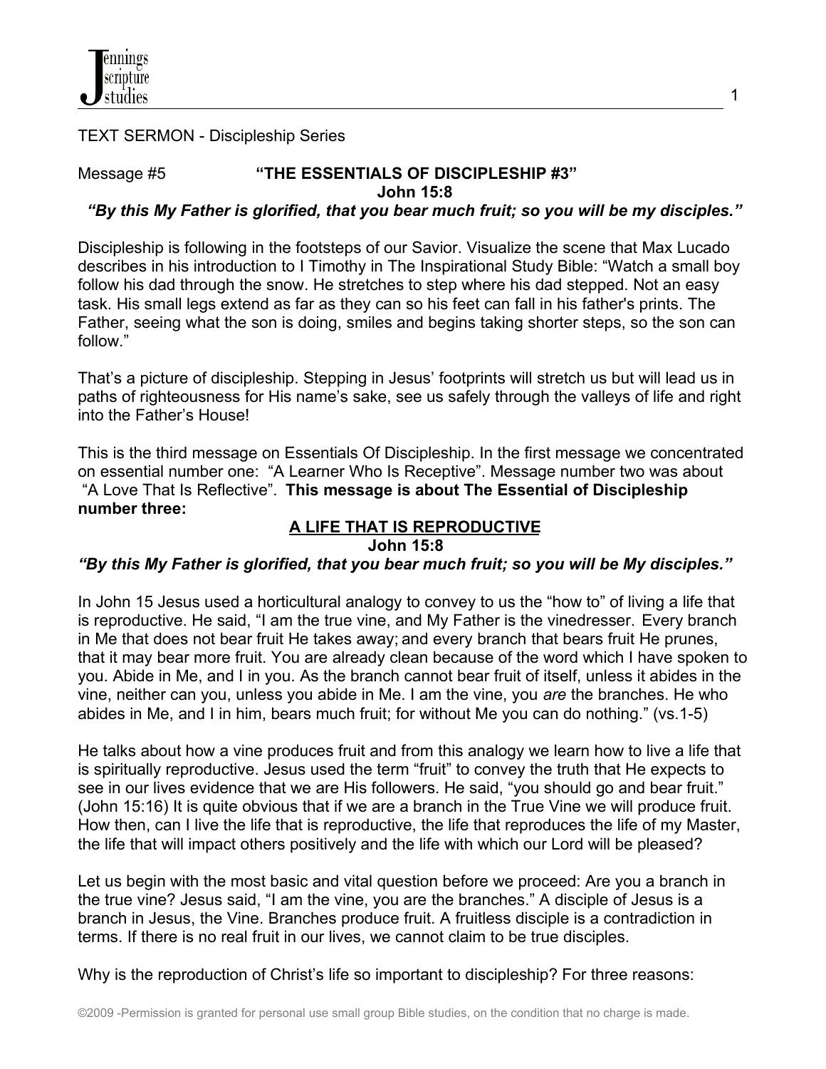TEXT SERMON - Discipleship Series

Message #5 **"THE ESSENTIALS OF DISCIPLESHIP #3"**

**John 15:8**

***"By this My Father is glorified, that you bear much fruit; so you will be my disciples."***

Discipleship is following in the footsteps of our Savior. Visualize the scene that Max Lucado describes in his introduction to I Timothy in The Inspirational Study Bible: "Watch a small boy follow his dad through the snow. He stretches to step where his dad stepped. Not an easy task. His small legs extend as far as they can so his feet can fall in his father's prints. The Father, seeing what the son is doing, smiles and begins taking shorter steps, so the son can follow."

That's a picture of discipleship. Stepping in Jesus' footprints will stretch us but will lead us in paths of righteousness for His name's sake, see us safely through the valleys of life and right into the Father's House!

This is the third message on Essentials Of Discipleship. In the first message we concentrated on essential number one: "A Learner Who Is Receptive". Message number two was about "A Love That Is Reflective". **This message is about The Essential of Discipleship number three:**

## A LIFE THAT IS REPRODUCTIVE

**John 15:8**

***"By this My Father is glorified, that you bear much fruit; so you will be My disciples."***

In John 15 Jesus used a horticultural analogy to convey to us the "how to" of living a life that is reproductive. He said, "I am the true vine, and My Father is the vinedresser. Every branch in Me that does not bear fruit He takes away; and every branch that bears fruit He prunes, that it may bear more fruit. You are already clean because of the word which I have spoken to you. Abide in Me, and I in you. As the branch cannot bear fruit of itself, unless it abides in the vine, neither can you, unless you abide in Me. I am the vine, you *are* the branches. He who abides in Me, and I in him, bears much fruit; for without Me you can do nothing." (vs.1-5)

He talks about how a vine produces fruit and from this analogy we learn how to live a life that is spiritually reproductive. Jesus used the term "fruit" to convey the truth that He expects to see in our lives evidence that we are His followers. He said, "you should go and bear fruit." (John 15:16) It is quite obvious that if we are a branch in the True Vine we will produce fruit. How then, can I live the life that is reproductive, the life that reproduces the life of my Master, the life that will impact others positively and the life with which our Lord will be pleased?

Let us begin with the most basic and vital question before we proceed: Are you a branch in the true vine? Jesus said, "I am the vine, you are the branches." A disciple of Jesus is a branch in Jesus, the Vine. Branches produce fruit. A fruitless disciple is a contradiction in terms. If there is no real fruit in our lives, we cannot claim to be true disciples.

Why is the reproduction of Christ's life so important to discipleship? For three reasons:

©2009 -Permission is granted for personal use small group Bible studies, on the condition that no charge is made.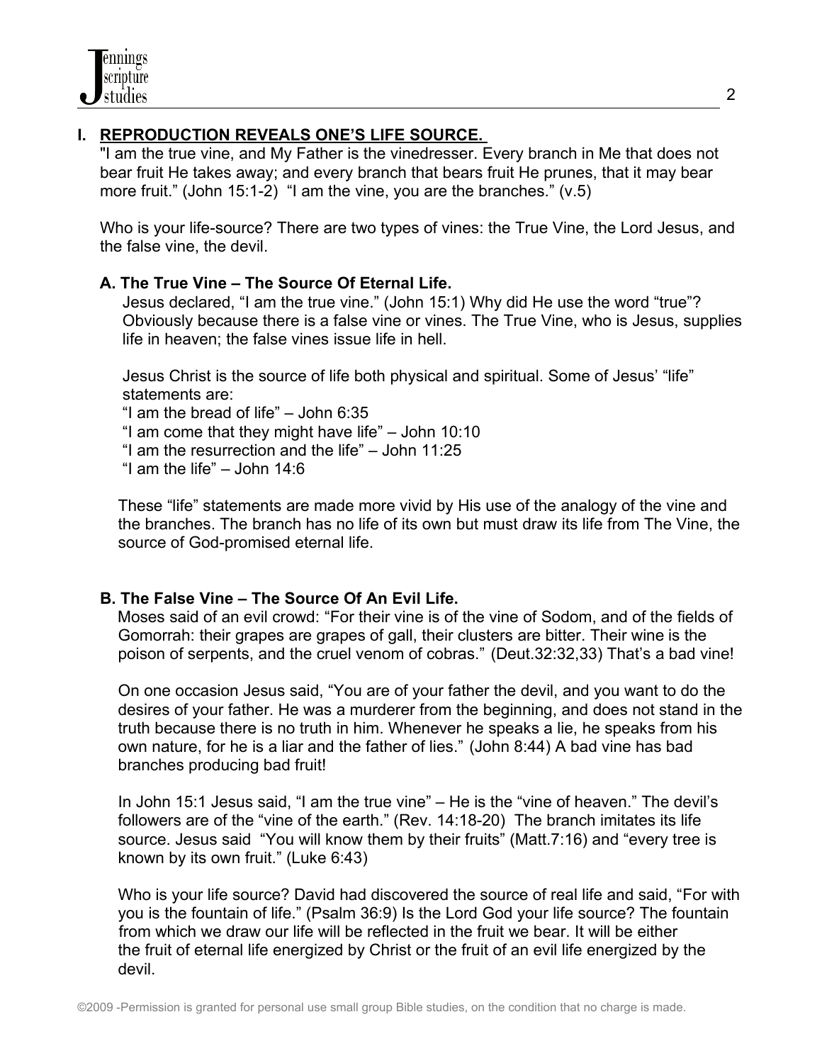## I. REPRODUCTION REVEALS ONE'S LIFE SOURCE.

"I am the true vine, and My Father is the vinedresser. Every branch in Me that does not bear fruit He takes away; and every branch that bears fruit He prunes, that it may bear more fruit." (John 15:1-2) "I am the vine, you are the branches." (v.5)

Who is your life-source? There are two types of vines: the True Vine, the Lord Jesus, and the false vine, the devil.

### A. The True Vine – The Source Of Eternal Life.

Jesus declared, "I am the true vine." (John 15:1) Why did He use the word "true"? Obviously because there is a false vine or vines. The True Vine, who is Jesus, supplies life in heaven; the false vines issue life in hell.

Jesus Christ is the source of life both physical and spiritual. Some of Jesus' "life" statements are:

"I am the bread of life" – John 6:35
"I am come that they might have life" – John 10:10
"I am the resurrection and the life" – John 11:25
"I am the life" – John 14:6

These "life" statements are made more vivid by His use of the analogy of the vine and the branches. The branch has no life of its own but must draw its life from The Vine, the source of God-promised eternal life.

### B. The False Vine – The Source Of An Evil Life.

Moses said of an evil crowd: "For their vine is of the vine of Sodom, and of the fields of Gomorrah: their grapes are grapes of gall, their clusters are bitter. Their wine is the poison of serpents, and the cruel venom of cobras." (Deut.32:32,33) That's a bad vine!

On one occasion Jesus said, "You are of your father the devil, and you want to do the desires of your father. He was a murderer from the beginning, and does not stand in the truth because there is no truth in him. Whenever he speaks a lie, he speaks from his own nature, for he is a liar and the father of lies." (John 8:44) A bad vine has bad branches producing bad fruit!

In John 15:1 Jesus said, "I am the true vine" – He is the "vine of heaven." The devil's followers are of the "vine of the earth." (Rev. 14:18-20) The branch imitates its life source. Jesus said "You will know them by their fruits" (Matt.7:16) and "every tree is known by its own fruit." (Luke 6:43)

Who is your life source? David had discovered the source of real life and said, "For with you is the fountain of life." (Psalm 36:9) Is the Lord God your life source? The fountain from which we draw our life will be reflected in the fruit we bear. It will be either the fruit of eternal life energized by Christ or the fruit of an evil life energized by the devil.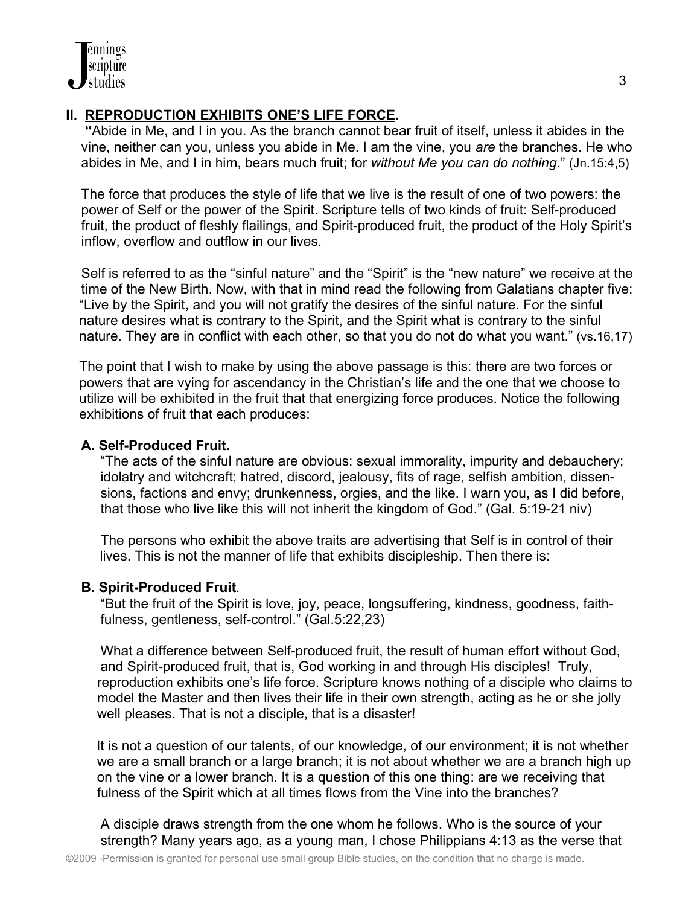## II. REPRODUCTION EXHIBITS ONE'S LIFE FORCE.

"Abide in Me, and I in you. As the branch cannot bear fruit of itself, unless it abides in the vine, neither can you, unless you abide in Me. I am the vine, you *are* the branches. He who abides in Me, and I in him, bears much fruit; for *without Me you can do nothing*." (Jn.15:4,5)

The force that produces the style of life that we live is the result of one of two powers: the power of Self or the power of the Spirit. Scripture tells of two kinds of fruit: Self-produced fruit, the product of fleshly flailings, and Spirit-produced fruit, the product of the Holy Spirit's inflow, overflow and outflow in our lives.

Self is referred to as the "sinful nature" and the "Spirit" is the "new nature" we receive at the time of the New Birth. Now, with that in mind read the following from Galatians chapter five: "Live by the Spirit, and you will not gratify the desires of the sinful nature. For the sinful nature desires what is contrary to the Spirit, and the Spirit what is contrary to the sinful nature. They are in conflict with each other, so that you do not do what you want." (vs.16,17)

The point that I wish to make by using the above passage is this: there are two forces or powers that are vying for ascendancy in the Christian's life and the one that we choose to utilize will be exhibited in the fruit that that energizing force produces. Notice the following exhibitions of fruit that each produces:

### A. Self-Produced Fruit.

"The acts of the sinful nature are obvious: sexual immorality, impurity and debauchery; idolatry and witchcraft; hatred, discord, jealousy, fits of rage, selfish ambition, dissensions, factions and envy; drunkenness, orgies, and the like. I warn you, as I did before, that those who live like this will not inherit the kingdom of God." (Gal. 5:19-21 niv)

The persons who exhibit the above traits are advertising that Self is in control of their lives. This is not the manner of life that exhibits discipleship. Then there is:

### B. Spirit-Produced Fruit.

"But the fruit of the Spirit is love, joy, peace, longsuffering, kindness, goodness, faithfulness, gentleness, self-control." (Gal.5:22,23)

What a difference between Self-produced fruit, the result of human effort without God, and Spirit-produced fruit, that is, God working in and through His disciples! Truly, reproduction exhibits one's life force. Scripture knows nothing of a disciple who claims to model the Master and then lives their life in their own strength, acting as he or she jolly well pleases. That is not a disciple, that is a disaster!

It is not a question of our talents, of our knowledge, of our environment; it is not whether we are a small branch or a large branch; it is not about whether we are a branch high up on the vine or a lower branch. It is a question of this one thing: are we receiving that fulness of the Spirit which at all times flows from the Vine into the branches?

A disciple draws strength from the one whom he follows. Who is the source of your strength? Many years ago, as a young man, I chose Philippians 4:13 as the verse that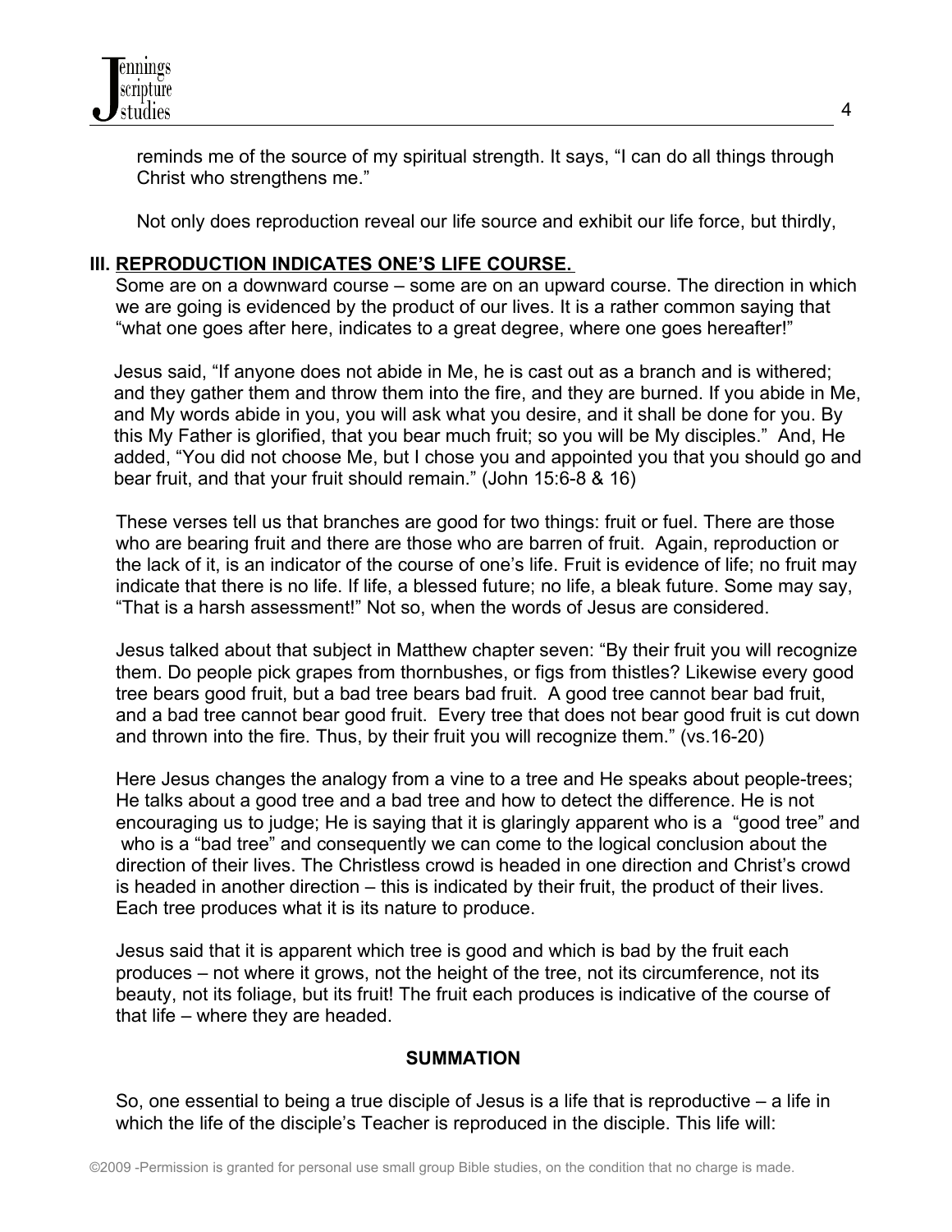reminds me of the source of my spiritual strength. It says, "I can do all things through Christ who strengthens me."

Not only does reproduction reveal our life source and exhibit our life force, but thirdly,

## III. REPRODUCTION INDICATES ONE'S LIFE COURSE.

Some are on a downward course – some are on an upward course. The direction in which we are going is evidenced by the product of our lives. It is a rather common saying that "what one goes after here, indicates to a great degree, where one goes hereafter!"

Jesus said, "If anyone does not abide in Me, he is cast out as a branch and is withered; and they gather them and throw them into the fire, and they are burned. If you abide in Me, and My words abide in you, you will ask what you desire, and it shall be done for you. By this My Father is glorified, that you bear much fruit; so you will be My disciples." And, He added, "You did not choose Me, but I chose you and appointed you that you should go and bear fruit, and that your fruit should remain." (John 15:6-8 & 16)

These verses tell us that branches are good for two things: fruit or fuel. There are those who are bearing fruit and there are those who are barren of fruit. Again, reproduction or the lack of it, is an indicator of the course of one's life. Fruit is evidence of life; no fruit may indicate that there is no life. If life, a blessed future; no life, a bleak future. Some may say, "That is a harsh assessment!" Not so, when the words of Jesus are considered.

Jesus talked about that subject in Matthew chapter seven: "By their fruit you will recognize them. Do people pick grapes from thornbushes, or figs from thistles? Likewise every good tree bears good fruit, but a bad tree bears bad fruit. A good tree cannot bear bad fruit, and a bad tree cannot bear good fruit. Every tree that does not bear good fruit is cut down and thrown into the fire. Thus, by their fruit you will recognize them." (vs.16-20)

Here Jesus changes the analogy from a vine to a tree and He speaks about people-trees; He talks about a good tree and a bad tree and how to detect the difference. He is not encouraging us to judge; He is saying that it is glaringly apparent who is a "good tree" and who is a "bad tree" and consequently we can come to the logical conclusion about the direction of their lives. The Christless crowd is headed in one direction and Christ's crowd is headed in another direction – this is indicated by their fruit, the product of their lives. Each tree produces what it is its nature to produce.

Jesus said that it is apparent which tree is good and which is bad by the fruit each produces – not where it grows, not the height of the tree, not its circumference, not its beauty, not its foliage, but its fruit! The fruit each produces is indicative of the course of that life – where they are headed.

### SUMMATION

So, one essential to being a true disciple of Jesus is a life that is reproductive – a life in which the life of the disciple's Teacher is reproduced in the disciple. This life will: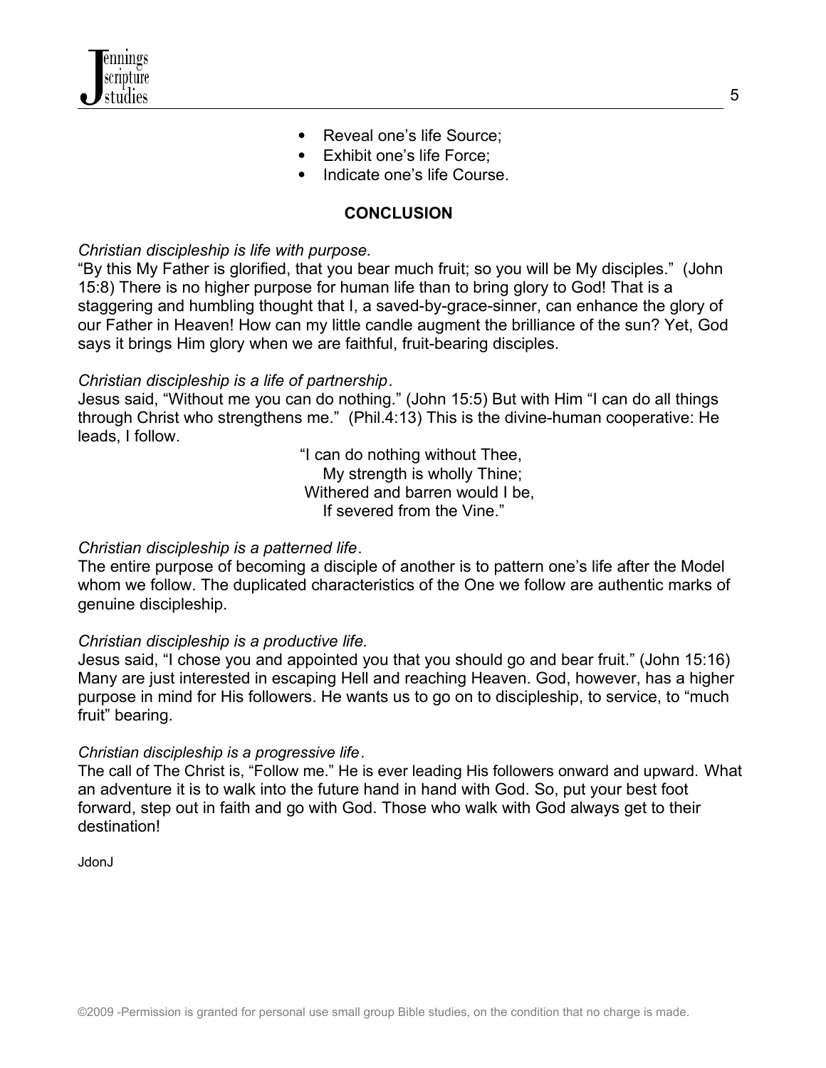- Reveal one's life Source;
- Exhibit one's life Force;
- Indicate one's life Course.

## CONCLUSION

*Christian discipleship is life with purpose.*

"By this My Father is glorified, that you bear much fruit; so you will be My disciples." (John 15:8) There is no higher purpose for human life than to bring glory to God! That is a staggering and humbling thought that I, a saved-by-grace-sinner, can enhance the glory of our Father in Heaven! How can my little candle augment the brilliance of the sun? Yet, God says it brings Him glory when we are faithful, fruit-bearing disciples.

*Christian discipleship is a life of partnership*.

Jesus said, "Without me you can do nothing." (John 15:5) But with Him "I can do all things through Christ who strengthens me." (Phil.4:13) This is the divine-human cooperative: He leads, I follow.

"I can do nothing without Thee,
My strength is wholly Thine;
Withered and barren would I be,
If severed from the Vine."

*Christian discipleship is a patterned life*.

The entire purpose of becoming a disciple of another is to pattern one's life after the Model whom we follow. The duplicated characteristics of the One we follow are authentic marks of genuine discipleship.

*Christian discipleship is a productive life.*

Jesus said, "I chose you and appointed you that you should go and bear fruit." (John 15:16) Many are just interested in escaping Hell and reaching Heaven. God, however, has a higher purpose in mind for His followers. He wants us to go on to discipleship, to service, to "much fruit" bearing.

*Christian discipleship is a progressive life*.

The call of The Christ is, "Follow me." He is ever leading His followers onward and upward. What an adventure it is to walk into the future hand in hand with God. So, put your best foot forward, step out in faith and go with God. Those who walk with God always get to their destination!

JdonJ

©2009 -Permission is granted for personal use small group Bible studies, on the condition that no charge is made.